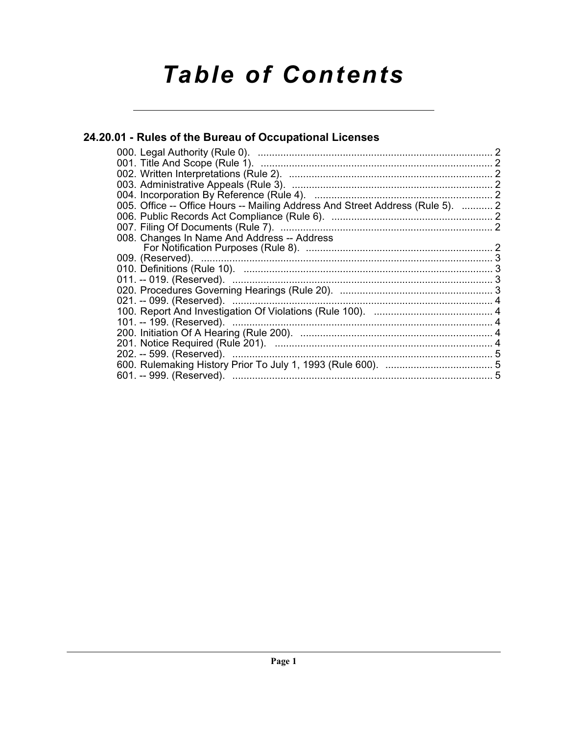# Table of Contents

## 24.20.01 - Rules of the Bureau of Occupational Licenses

000. Legal Authority (Rule 0). ... 2
001. Title And Scope (Rule 1). ... 2
002. Written Interpretations (Rule 2). ... 2
003. Administrative Appeals (Rule 3). ... 2
004. Incorporation By Reference (Rule 4). ... 2
005. Office -- Office Hours -- Mailing Address And Street Address (Rule 5). ... 2
006. Public Records Act Compliance (Rule 6). ... 2
007. Filing Of Documents (Rule 7). ... 2
008. Changes In Name And Address -- Address For Notification Purposes (Rule 8). ... 2
009. (Reserved). ... 3
010. Definitions (Rule 10). ... 3
011. -- 019. (Reserved). ... 3
020. Procedures Governing Hearings (Rule 20). ... 3
021. -- 099. (Reserved). ... 4
100. Report And Investigation Of Violations (Rule 100). ... 4
101. -- 199. (Reserved). ... 4
200. Initiation Of A Hearing (Rule 200). ... 4
201. Notice Required (Rule 201). ... 4
202. -- 599. (Reserved). ... 5
600. Rulemaking History Prior To July 1, 1993 (Rule 600). ... 5
601. -- 999. (Reserved). ... 5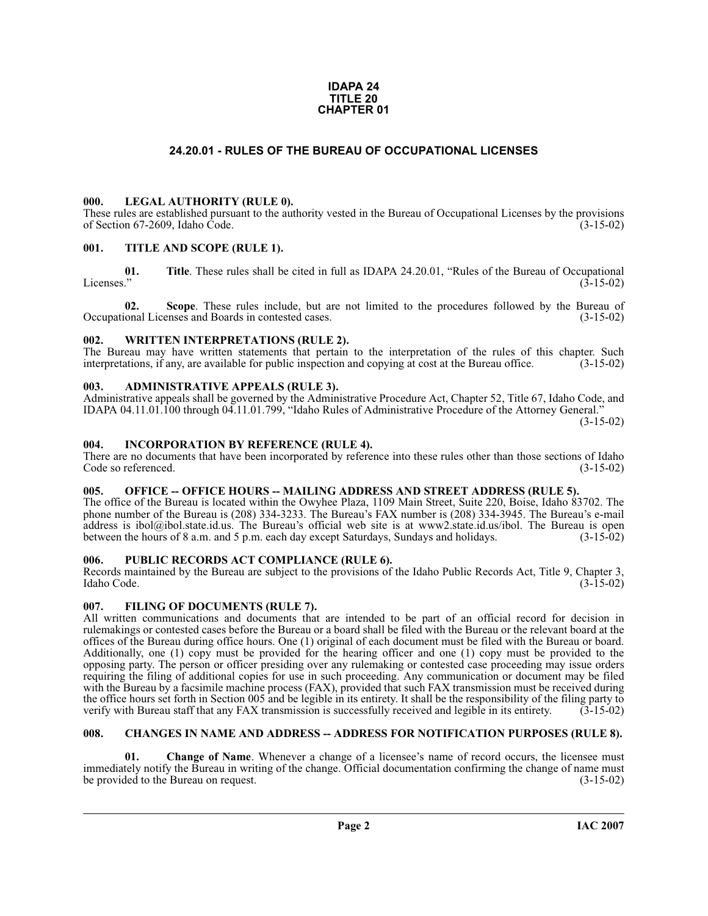**IDAPA 24**
**TITLE 20**
**CHAPTER 01**

# 24.20.01 - RULES OF THE BUREAU OF OCCUPATIONAL LICENSES

## 000. LEGAL AUTHORITY (RULE 0).

These rules are established pursuant to the authority vested in the Bureau of Occupational Licenses by the provisions of Section 67-2609, Idaho Code. (3-15-02)

## 001. TITLE AND SCOPE (RULE 1).

**01. Title**. These rules shall be cited in full as IDAPA 24.20.01, "Rules of the Bureau of Occupational Licenses." (3-15-02)

**02. Scope**. These rules include, but are not limited to the procedures followed by the Bureau of Occupational Licenses and Boards in contested cases. (3-15-02)

## 002. WRITTEN INTERPRETATIONS (RULE 2).

The Bureau may have written statements that pertain to the interpretation of the rules of this chapter. Such interpretations, if any, are available for public inspection and copying at cost at the Bureau office. (3-15-02)

## 003. ADMINISTRATIVE APPEALS (RULE 3).

Administrative appeals shall be governed by the Administrative Procedure Act, Chapter 52, Title 67, Idaho Code, and IDAPA 04.11.01.100 through 04.11.01.799, "Idaho Rules of Administrative Procedure of the Attorney General." (3-15-02)

## 004. INCORPORATION BY REFERENCE (RULE 4).

There are no documents that have been incorporated by reference into these rules other than those sections of Idaho Code so referenced. (3-15-02)

## 005. OFFICE -- OFFICE HOURS -- MAILING ADDRESS AND STREET ADDRESS (RULE 5).

The office of the Bureau is located within the Owyhee Plaza, 1109 Main Street, Suite 220, Boise, Idaho 83702. The phone number of the Bureau is (208) 334-3233. The Bureau's FAX number is (208) 334-3945. The Bureau's e-mail address is ibol@ibol.state.id.us. The Bureau's official web site is at www2.state.id.us/ibol. The Bureau is open between the hours of 8 a.m. and 5 p.m. each day except Saturdays, Sundays and holidays. (3-15-02)

## 006. PUBLIC RECORDS ACT COMPLIANCE (RULE 6).

Records maintained by the Bureau are subject to the provisions of the Idaho Public Records Act, Title 9, Chapter 3, Idaho Code. (3-15-02)

## 007. FILING OF DOCUMENTS (RULE 7).

All written communications and documents that are intended to be part of an official record for decision in rulemakings or contested cases before the Bureau or a board shall be filed with the Bureau or the relevant board at the offices of the Bureau during office hours. One (1) original of each document must be filed with the Bureau or board. Additionally, one (1) copy must be provided for the hearing officer and one (1) copy must be provided to the opposing party. The person or officer presiding over any rulemaking or contested case proceeding may issue orders requiring the filing of additional copies for use in such proceeding. Any communication or document may be filed with the Bureau by a facsimile machine process (FAX), provided that such FAX transmission must be received during the office hours set forth in Section 005 and be legible in its entirety. It shall be the responsibility of the filing party to verify with Bureau staff that any FAX transmission is successfully received and legible in its entirety. (3-15-02)

## 008. CHANGES IN NAME AND ADDRESS -- ADDRESS FOR NOTIFICATION PURPOSES (RULE 8).

**01. Change of Name**. Whenever a change of a licensee's name of record occurs, the licensee must immediately notify the Bureau in writing of the change. Official documentation confirming the change of name must be provided to the Bureau on request. (3-15-02)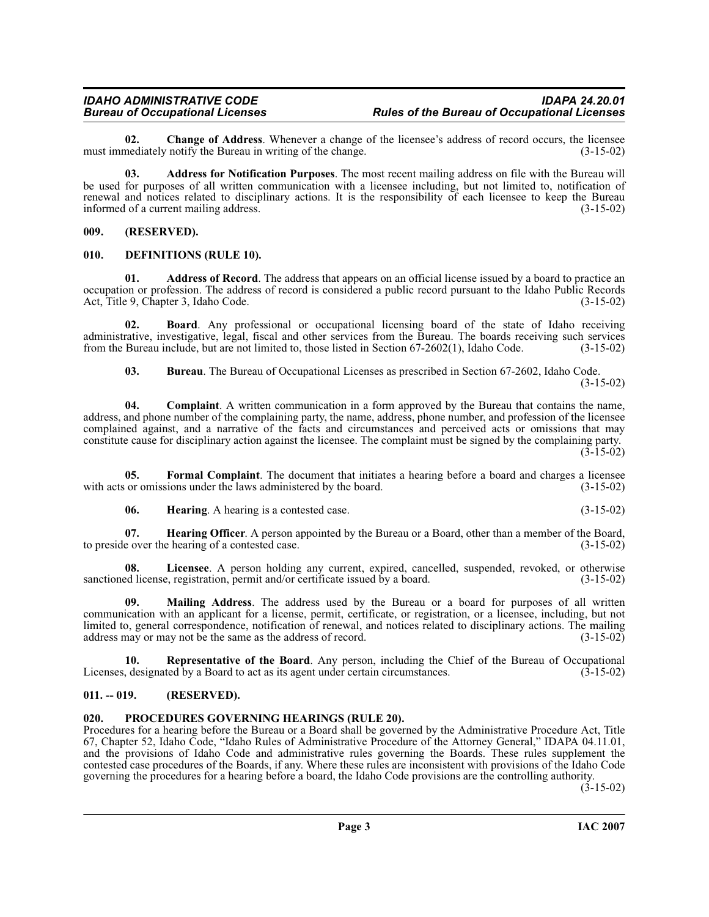**02. Change of Address**. Whenever a change of the licensee's address of record occurs, the licensee must immediately notify the Bureau in writing of the change. (3-15-02)

**03. Address for Notification Purposes**. The most recent mailing address on file with the Bureau will be used for purposes of all written communication with a licensee including, but not limited to, notification of renewal and notices related to disciplinary actions. It is the responsibility of each licensee to keep the Bureau informed of a current mailing address. (3-15-02)

## 009. (RESERVED).

## 010. DEFINITIONS (RULE 10).

**01. Address of Record**. The address that appears on an official license issued by a board to practice an occupation or profession. The address of record is considered a public record pursuant to the Idaho Public Records Act, Title 9, Chapter 3, Idaho Code. (3-15-02)

**02. Board**. Any professional or occupational licensing board of the state of Idaho receiving administrative, investigative, legal, fiscal and other services from the Bureau. The boards receiving such services from the Bureau include, but are not limited to, those listed in Section 67-2602(1), Idaho Code. (3-15-02)

**03. Bureau**. The Bureau of Occupational Licenses as prescribed in Section 67-2602, Idaho Code. (3-15-02)

**04. Complaint**. A written communication in a form approved by the Bureau that contains the name, address, and phone number of the complaining party, the name, address, phone number, and profession of the licensee complained against, and a narrative of the facts and circumstances and perceived acts or omissions that may constitute cause for disciplinary action against the licensee. The complaint must be signed by the complaining party. (3-15-02)

**05. Formal Complaint**. The document that initiates a hearing before a board and charges a licensee with acts or omissions under the laws administered by the board. (3-15-02)

**06. Hearing**. A hearing is a contested case. (3-15-02)

**07. Hearing Officer**. A person appointed by the Bureau or a Board, other than a member of the Board, to preside over the hearing of a contested case. (3-15-02)

**08. Licensee**. A person holding any current, expired, cancelled, suspended, revoked, or otherwise sanctioned license, registration, permit and/or certificate issued by a board. (3-15-02)

**09. Mailing Address**. The address used by the Bureau or a board for purposes of all written communication with an applicant for a license, permit, certificate, or registration, or a licensee, including, but not limited to, general correspondence, notification of renewal, and notices related to disciplinary actions. The mailing address may or may not be the same as the address of record. (3-15-02)

**10. Representative of the Board**. Any person, including the Chief of the Bureau of Occupational Licenses, designated by a Board to act as its agent under certain circumstances. (3-15-02)

## 011. -- 019. (RESERVED).

## 020. PROCEDURES GOVERNING HEARINGS (RULE 20).

Procedures for a hearing before the Bureau or a Board shall be governed by the Administrative Procedure Act, Title 67, Chapter 52, Idaho Code, "Idaho Rules of Administrative Procedure of the Attorney General," IDAPA 04.11.01, and the provisions of Idaho Code and administrative rules governing the Boards. These rules supplement the contested case procedures of the Boards, if any. Where these rules are inconsistent with provisions of the Idaho Code governing the procedures for a hearing before a board, the Idaho Code provisions are the controlling authority. (3-15-02)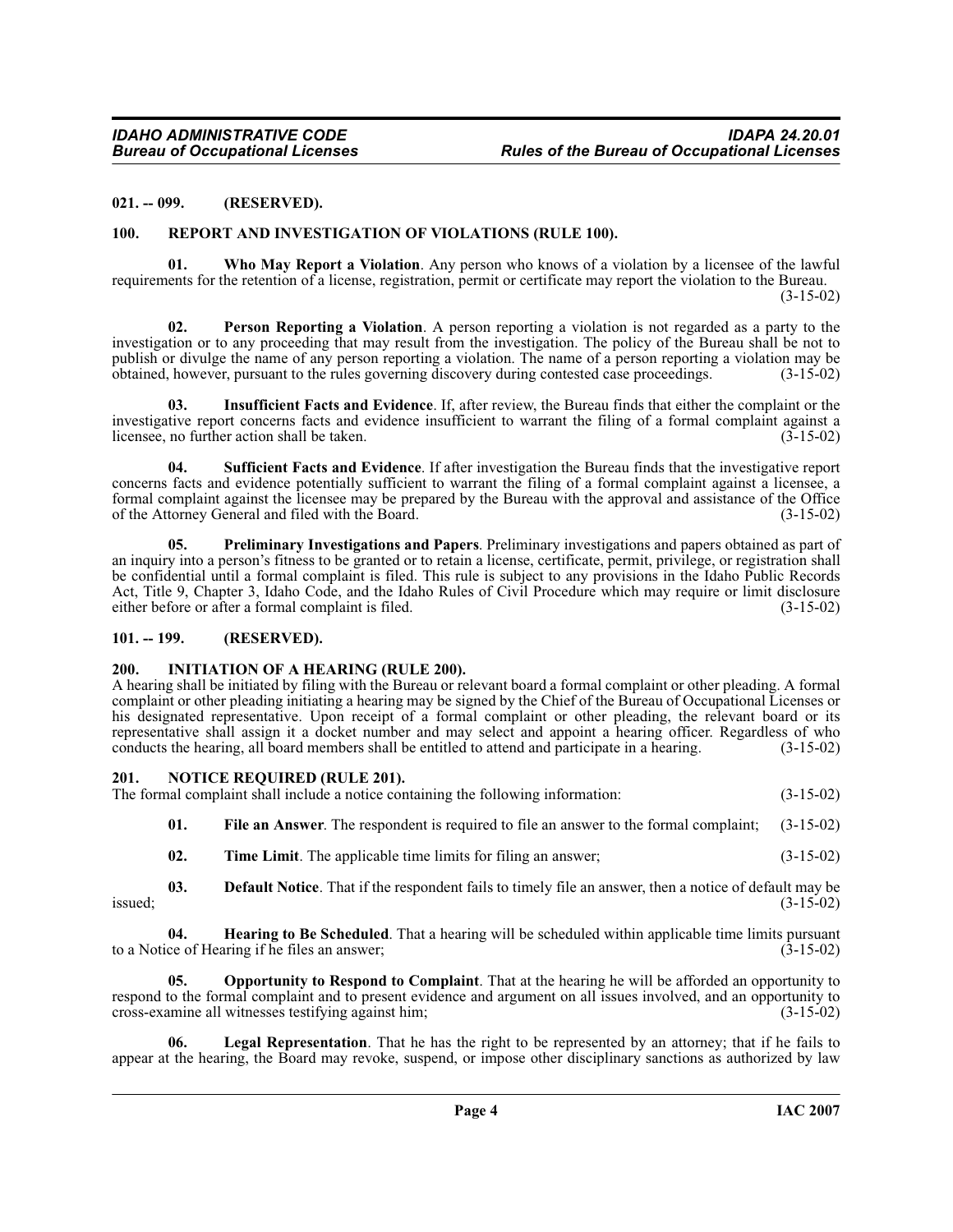### 021. -- 099. (RESERVED).

### 100. REPORT AND INVESTIGATION OF VIOLATIONS (RULE 100).

**01. Who May Report a Violation**. Any person who knows of a violation by a licensee of the lawful requirements for the retention of a license, registration, permit or certificate may report the violation to the Bureau. (3-15-02)

**02. Person Reporting a Violation**. A person reporting a violation is not regarded as a party to the investigation or to any proceeding that may result from the investigation. The policy of the Bureau shall be not to publish or divulge the name of any person reporting a violation. The name of a person reporting a violation may be obtained, however, pursuant to the rules governing discovery during contested case proceedings. (3-15-02)

**03. Insufficient Facts and Evidence**. If, after review, the Bureau finds that either the complaint or the investigative report concerns facts and evidence insufficient to warrant the filing of a formal complaint against a licensee, no further action shall be taken. (3-15-02)

**04. Sufficient Facts and Evidence**. If after investigation the Bureau finds that the investigative report concerns facts and evidence potentially sufficient to warrant the filing of a formal complaint against a licensee, a formal complaint against the licensee may be prepared by the Bureau with the approval and assistance of the Office of the Attorney General and filed with the Board. (3-15-02)

**05. Preliminary Investigations and Papers**. Preliminary investigations and papers obtained as part of an inquiry into a person's fitness to be granted or to retain a license, certificate, permit, privilege, or registration shall be confidential until a formal complaint is filed. This rule is subject to any provisions in the Idaho Public Records Act, Title 9, Chapter 3, Idaho Code, and the Idaho Rules of Civil Procedure which may require or limit disclosure either before or after a formal complaint is filed. (3-15-02)

### 101. -- 199. (RESERVED).

### 200. INITIATION OF A HEARING (RULE 200).

A hearing shall be initiated by filing with the Bureau or relevant board a formal complaint or other pleading. A formal complaint or other pleading initiating a hearing may be signed by the Chief of the Bureau of Occupational Licenses or his designated representative. Upon receipt of a formal complaint or other pleading, the relevant board or its representative shall assign it a docket number and may select and appoint a hearing officer. Regardless of who conducts the hearing, all board members shall be entitled to attend and participate in a hearing. (3-15-02)

### 201. NOTICE REQUIRED (RULE 201).

The formal complaint shall include a notice containing the following information: (3-15-02)

**01. File an Answer**. The respondent is required to file an answer to the formal complaint; (3-15-02)

**02. Time Limit**. The applicable time limits for filing an answer; (3-15-02)

**03. Default Notice**. That if the respondent fails to timely file an answer, then a notice of default may be issued; (3-15-02)

**04. Hearing to Be Scheduled**. That a hearing will be scheduled within applicable time limits pursuant to a Notice of Hearing if he files an answer; (3-15-02)

**05. Opportunity to Respond to Complaint**. That at the hearing he will be afforded an opportunity to respond to the formal complaint and to present evidence and argument on all issues involved, and an opportunity to cross-examine all witnesses testifying against him; (3-15-02)

**06. Legal Representation**. That he has the right to be represented by an attorney; that if he fails to appear at the hearing, the Board may revoke, suspend, or impose other disciplinary sanctions as authorized by law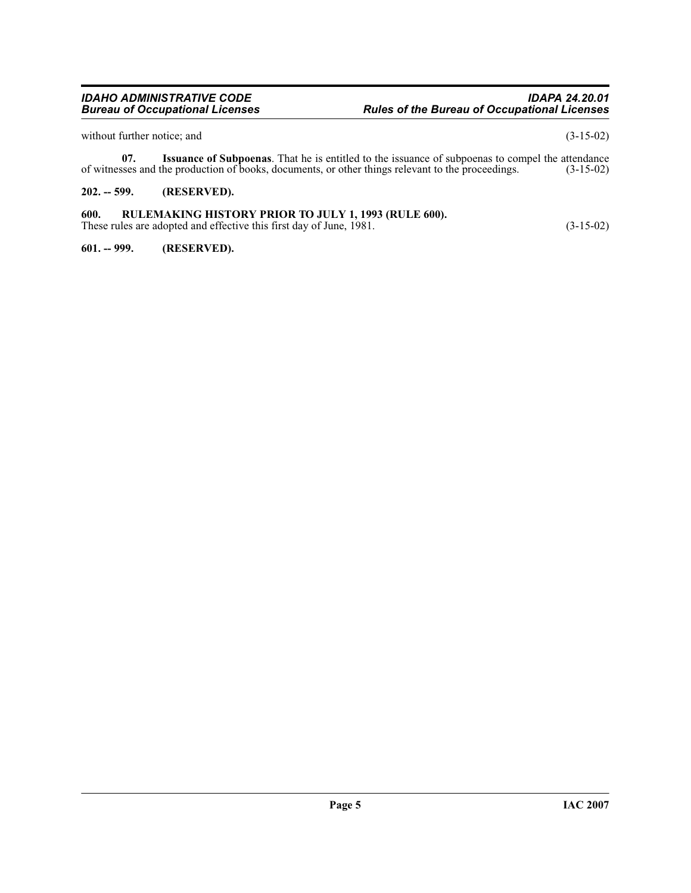without further notice; and (3-15-02)

**07. Issuance of Subpoenas**. That he is entitled to the issuance of subpoenas to compel the attendance of witnesses and the production of books, documents, or other things relevant to the proceedings. (3-15-02)

## 202. -- 599. (RESERVED).

## 600. RULEMAKING HISTORY PRIOR TO JULY 1, 1993 (RULE 600).

These rules are adopted and effective this first day of June, 1981. (3-15-02)

## 601. -- 999. (RESERVED).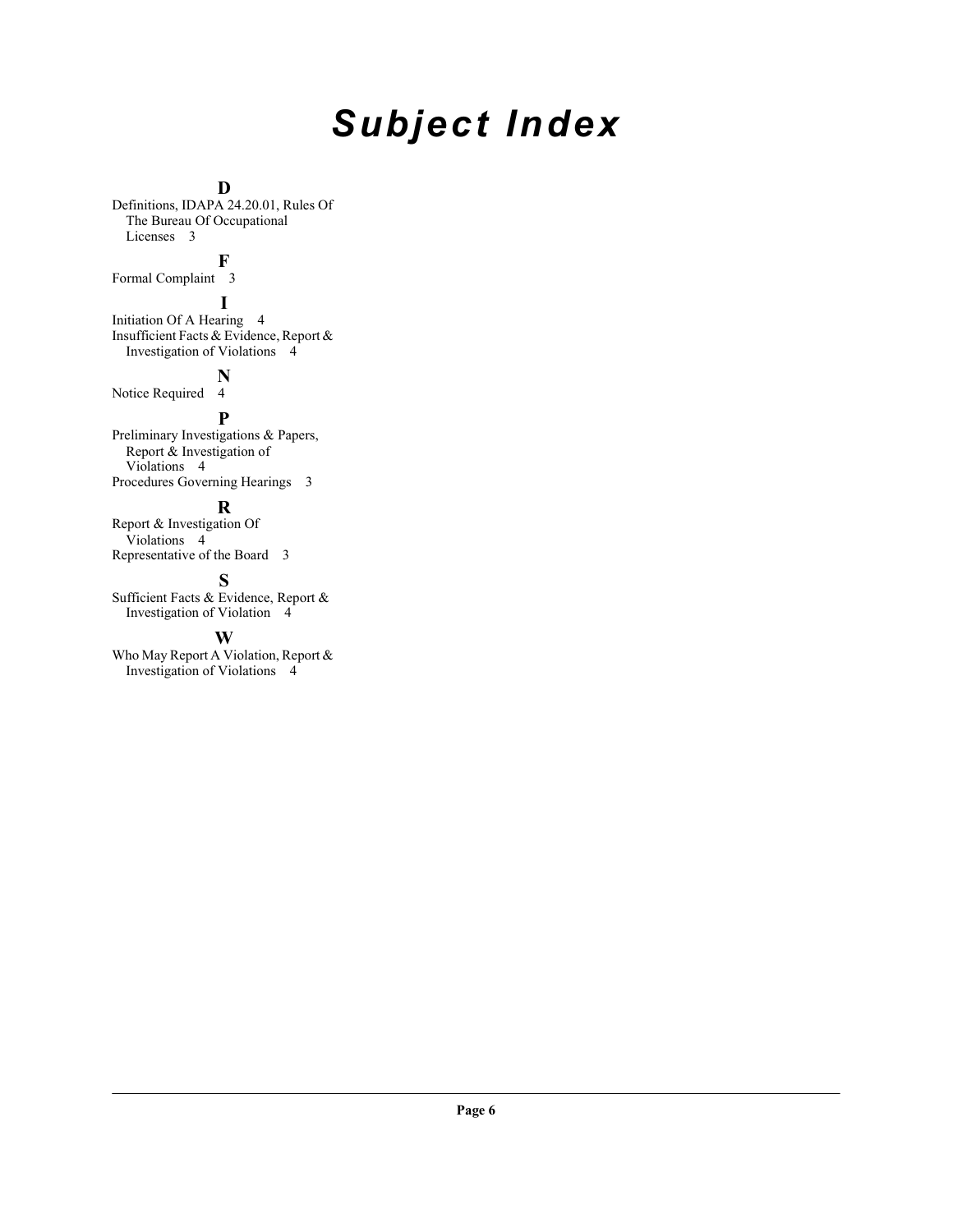# *Subject Index*

**D**

Definitions, IDAPA 24.20.01, Rules Of The Bureau Of Occupational Licenses 3

**F**

Formal Complaint 3

**I**

Initiation Of A Hearing 4
Insufficient Facts & Evidence, Report & Investigation of Violations 4

**N**

Notice Required 4

**P**

Preliminary Investigations & Papers, Report & Investigation of Violations 4
Procedures Governing Hearings 3

**R**

Report & Investigation Of Violations 4
Representative of the Board 3

**S**

Sufficient Facts & Evidence, Report & Investigation of Violation 4

**W**

Who May Report A Violation, Report & Investigation of Violations 4